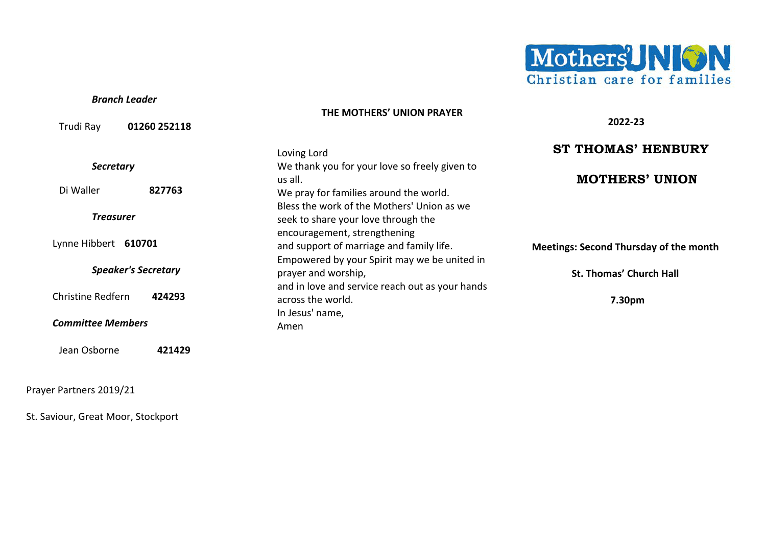**Branch Leader**

Trudi Ray **01260 252118**

**Secretary**

Di Waller **827763**

**Treasurer**

Lynne Hibbert **610701**

**Speaker's Secretary**

Christine Redfern **424293**

**Committee Members**

Jean Osborne **421429**

Prayer Partners 2019/21

St. Saviour, Great Moor, Stockport

## THE MOTHERS' UNION PRAYER

Loving Lord
We thank you for your love so freely given to us all.
We pray for families around the world.
Bless the work of the Mothers' Union as we seek to share your love through the encouragement, strengthening
and support of marriage and family life.
Empowered by your Spirit may we be united in prayer and worship,
and in love and service reach out as your hands across the world.
In Jesus' name,
Amen

Mothers' Union
Christian care for families

**2022-23**

# ST THOMAS' HENBURY

# MOTHERS' UNION

**Meetings: Second Thursday of the month**

**St. Thomas' Church Hall**

**7.30pm**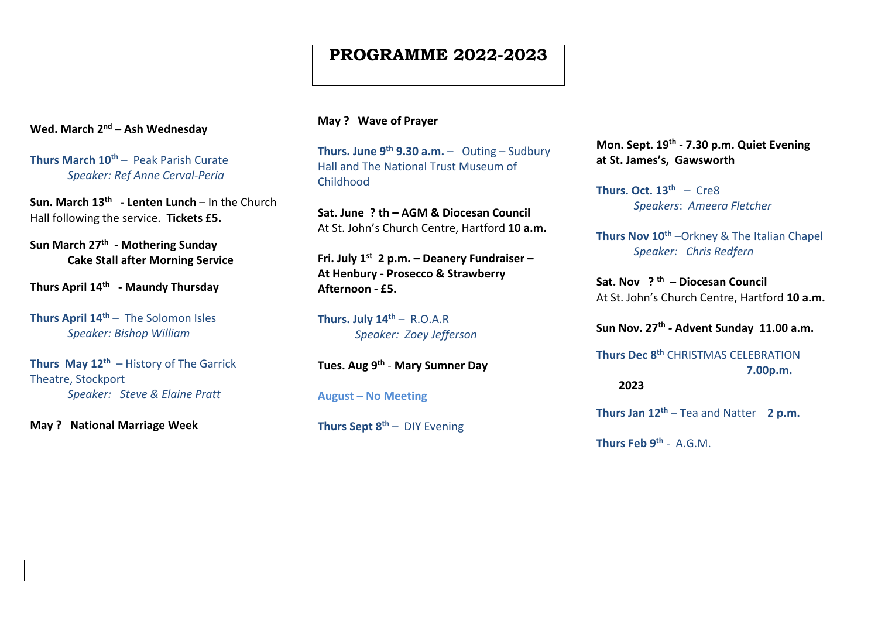# PROGRAMME 2022-2023

**Wed. March 2nd – Ash Wednesday**

**Thurs March 10th** – Peak Parish Curate
*Speaker: Ref Anne Cerval-Peria*

**Sun. March 13th - Lenten Lunch** – In the Church Hall following the service. **Tickets £5.**

**Sun March 27th - Mothering Sunday**
**Cake Stall after Morning Service**

**Thurs April 14th - Maundy Thursday**

**Thurs April 14th** – The Solomon Isles
*Speaker: Bishop William*

**Thurs May 12th** – History of The Garrick Theatre, Stockport
*Speaker: Steve & Elaine Pratt*

**May ? National Marriage Week**

**May ? Wave of Prayer**

**Thurs. June 9th 9.30 a.m.** – Outing – Sudbury Hall and The National Trust Museum of Childhood

**Sat. June ? th – AGM & Diocesan Council**
At St. John's Church Centre, Hartford **10 a.m.**

**Fri. July 1st 2 p.m. – Deanery Fundraiser – At Henbury - Prosecco & Strawberry Afternoon - £5.**

**Thurs. July 14th** – R.O.A.R
*Speaker: Zoey Jefferson*

**Tues. Aug 9th** - **Mary Sumner Day**

**August – No Meeting**

**Thurs Sept 8th** – DIY Evening

**Mon. Sept. 19th - 7.30 p.m. Quiet Evening at St. James's, Gawsworth**

**Thurs. Oct. 13th** – Cre8
*Speakers: Ameera Fletcher*

**Thurs Nov 10th** –Orkney & The Italian Chapel
*Speaker: Chris Redfern*

**Sat. Nov ? th – Diocesan Council**
At St. John's Church Centre, Hartford **10 a.m.**

**Sun Nov. 27th - Advent Sunday 11.00 a.m.**

**Thurs Dec 8th** CHRISTMAS CELEBRATION **7.00p.m.**

**2023**

**Thurs Jan 12th** – Tea and Natter **2 p.m.**

**Thurs Feb 9th** - A.G.M.